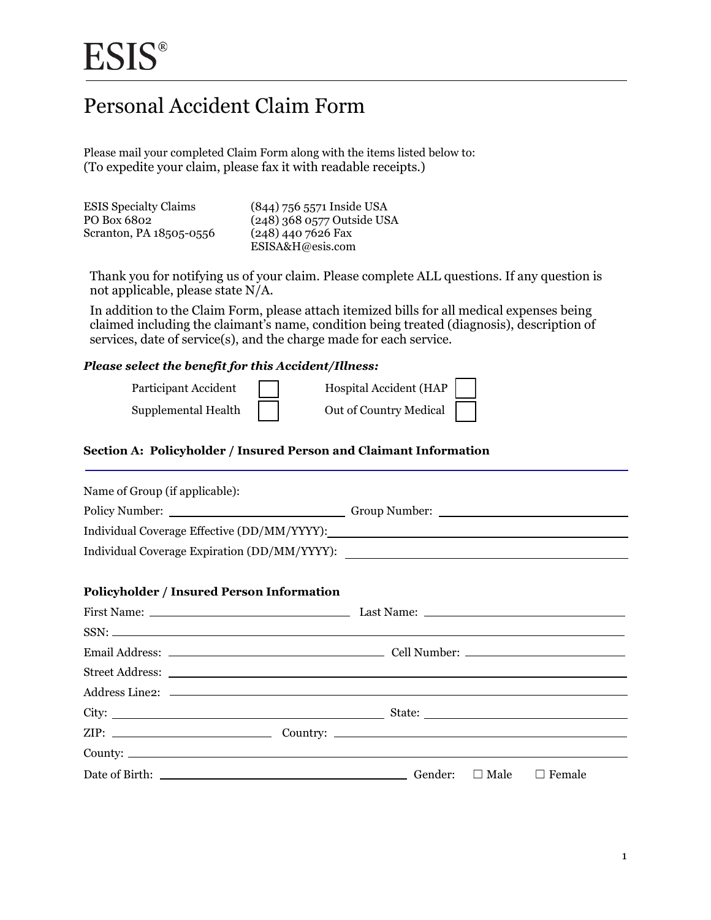# ESIS®

## Personal Accident Claim Form

Please mail your completed Claim Form along with the items listed below to:
(To expedite your claim, please fax it with readable receipts.)

ESIS Specialty Claims
PO Box 6802
Scranton, PA 18505-0556

(844) 756 5571 Inside USA
(248) 368 0577 Outside USA
(248) 440 7626 Fax
ESISA&H@esis.com

Thank you for notifying us of your claim. Please complete ALL questions. If any question is not applicable, please state N/A.

In addition to the Claim Form, please attach itemized bills for all medical expenses being claimed including the claimant's name, condition being treated (diagnosis), description of services, date of service(s), and the charge made for each service.

***Please select the benefit for this Accident/Illness:***

- Participant Accident ☐
- Hospital Accident (HAP ☐
- Supplemental Health ☐
- Out of Country Medical ☐

### Section A: Policyholder / Insured Person and Claimant Information

Name of Group (if applicable):

Policy Number: ____________________ Group Number: ____________________

Individual Coverage Effective (DD/MM/YYYY): ____________________

Individual Coverage Expiration (DD/MM/YYYY): ____________________

**Policyholder / Insured Person Information**

First Name: ____________________ Last Name: ____________________

SSN: ____________________

Email Address: ____________________ Cell Number: ____________________

Street Address: ____________________

Address Line2: ____________________

City: ____________________ State: ____________________

ZIP: ____________________ Country: ____________________

County: ____________________

Date of Birth: ____________________ Gender: ☐ Male ☐ Female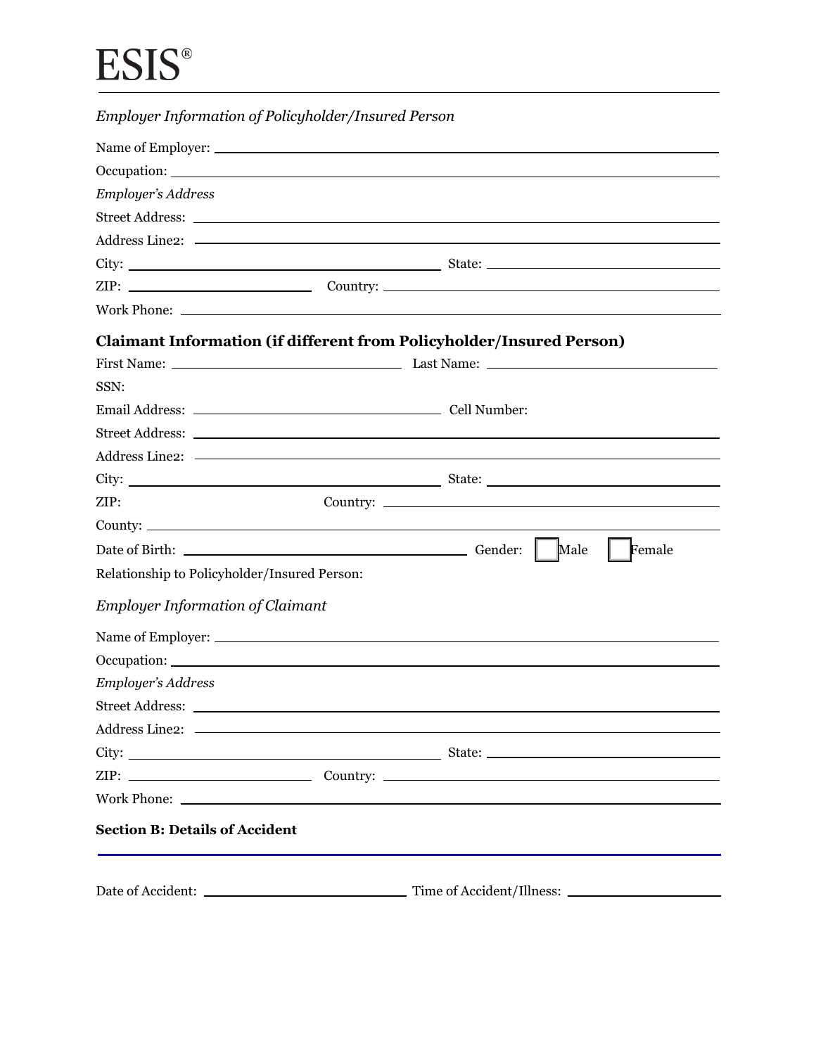ESIS®

*Employer Information of Policyholder/Insured Person*

Name of Employer: \_\_\_\_\_\_\_\_\_\_\_\_\_\_\_\_\_\_\_\_

Occupation: \_\_\_\_\_\_\_\_\_\_\_\_\_\_\_\_\_\_\_\_

*Employer's Address*

Street Address: \_\_\_\_\_\_\_\_\_\_\_\_\_\_\_\_\_\_\_\_

Address Line2: \_\_\_\_\_\_\_\_\_\_\_\_\_\_\_\_\_\_\_\_

City: \_\_\_\_\_\_\_\_\_\_\_\_\_\_\_\_\_\_\_\_ State: \_\_\_\_\_\_\_\_\_\_\_\_\_\_\_\_\_\_\_\_

ZIP: \_\_\_\_\_\_\_\_\_\_\_\_\_\_\_\_\_\_\_\_ Country: \_\_\_\_\_\_\_\_\_\_\_\_\_\_\_\_\_\_\_\_

Work Phone: \_\_\_\_\_\_\_\_\_\_\_\_\_\_\_\_\_\_\_\_

## Claimant Information (if different from Policyholder/Insured Person)

First Name: \_\_\_\_\_\_\_\_\_\_\_\_\_\_\_\_\_\_\_\_ Last Name: \_\_\_\_\_\_\_\_\_\_\_\_\_\_\_\_\_\_\_\_

SSN:

Email Address: \_\_\_\_\_\_\_\_\_\_\_\_\_\_\_\_\_\_\_\_ Cell Number:

Street Address: \_\_\_\_\_\_\_\_\_\_\_\_\_\_\_\_\_\_\_\_

Address Line2: \_\_\_\_\_\_\_\_\_\_\_\_\_\_\_\_\_\_\_\_

City: \_\_\_\_\_\_\_\_\_\_\_\_\_\_\_\_\_\_\_\_ State: \_\_\_\_\_\_\_\_\_\_\_\_\_\_\_\_\_\_\_\_

ZIP: Country: \_\_\_\_\_\_\_\_\_\_\_\_\_\_\_\_\_\_\_\_

County: \_\_\_\_\_\_\_\_\_\_\_\_\_\_\_\_\_\_\_\_

Date of Birth: \_\_\_\_\_\_\_\_\_\_\_\_\_\_\_\_\_\_\_\_ Gender: ☐ Male ☐ Female

Relationship to Policyholder/Insured Person:

*Employer Information of Claimant*

Name of Employer: \_\_\_\_\_\_\_\_\_\_\_\_\_\_\_\_\_\_\_\_

Occupation: \_\_\_\_\_\_\_\_\_\_\_\_\_\_\_\_\_\_\_\_

*Employer's Address*

Street Address: \_\_\_\_\_\_\_\_\_\_\_\_\_\_\_\_\_\_\_\_

Address Line2: \_\_\_\_\_\_\_\_\_\_\_\_\_\_\_\_\_\_\_\_

City: \_\_\_\_\_\_\_\_\_\_\_\_\_\_\_\_\_\_\_\_ State: \_\_\_\_\_\_\_\_\_\_\_\_\_\_\_\_\_\_\_\_

ZIP: \_\_\_\_\_\_\_\_\_\_\_\_\_\_\_\_\_\_\_\_ Country: \_\_\_\_\_\_\_\_\_\_\_\_\_\_\_\_\_\_\_\_

Work Phone: \_\_\_\_\_\_\_\_\_\_\_\_\_\_\_\_\_\_\_\_

### Section B: Details of Accident

Date of Accident: \_\_\_\_\_\_\_\_\_\_\_\_\_\_\_\_\_\_\_\_ Time of Accident/Illness: \_\_\_\_\_\_\_\_\_\_\_\_\_\_\_\_\_\_\_\_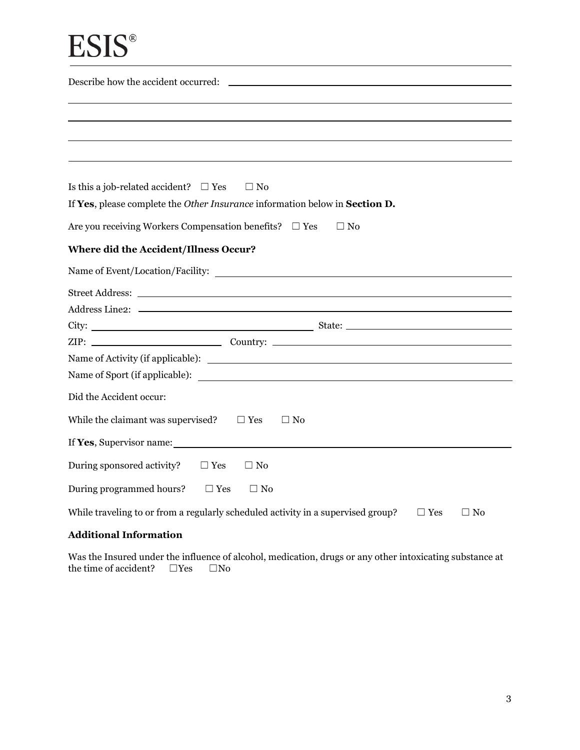ESIS®

Describe how the accident occurred: ______________________________________________

____________________________________________________________________________

____________________________________________________________________________

____________________________________________________________________________

____________________________________________________________________________

Is this a job-related accident? ☐ Yes ☐ No

If **Yes**, please complete the *Other Insurance* information below in **Section D.**

Are you receiving Workers Compensation benefits? ☐ Yes ☐ No

### Where did the Accident/Illness Occur?

Name of Event/Location/Facility: ______________________________________________

Street Address: ______________________________________________

Address Line2: ______________________________________________

City: ______________________ State: ______________________

ZIP: ______________________ Country: ______________________

Name of Activity (if applicable): ______________________________________________

Name of Sport (if applicable): ______________________________________________

Did the Accident occur:

While the claimant was supervised? ☐ Yes ☐ No

If **Yes**, Supervisor name: ______________________________________________

During sponsored activity? ☐ Yes ☐ No

During programmed hours? ☐ Yes ☐ No

While traveling to or from a regularly scheduled activity in a supervised group? ☐ Yes ☐ No

### Additional Information

Was the Insured under the influence of alcohol, medication, drugs or any other intoxicating substance at the time of accident? ☐Yes ☐No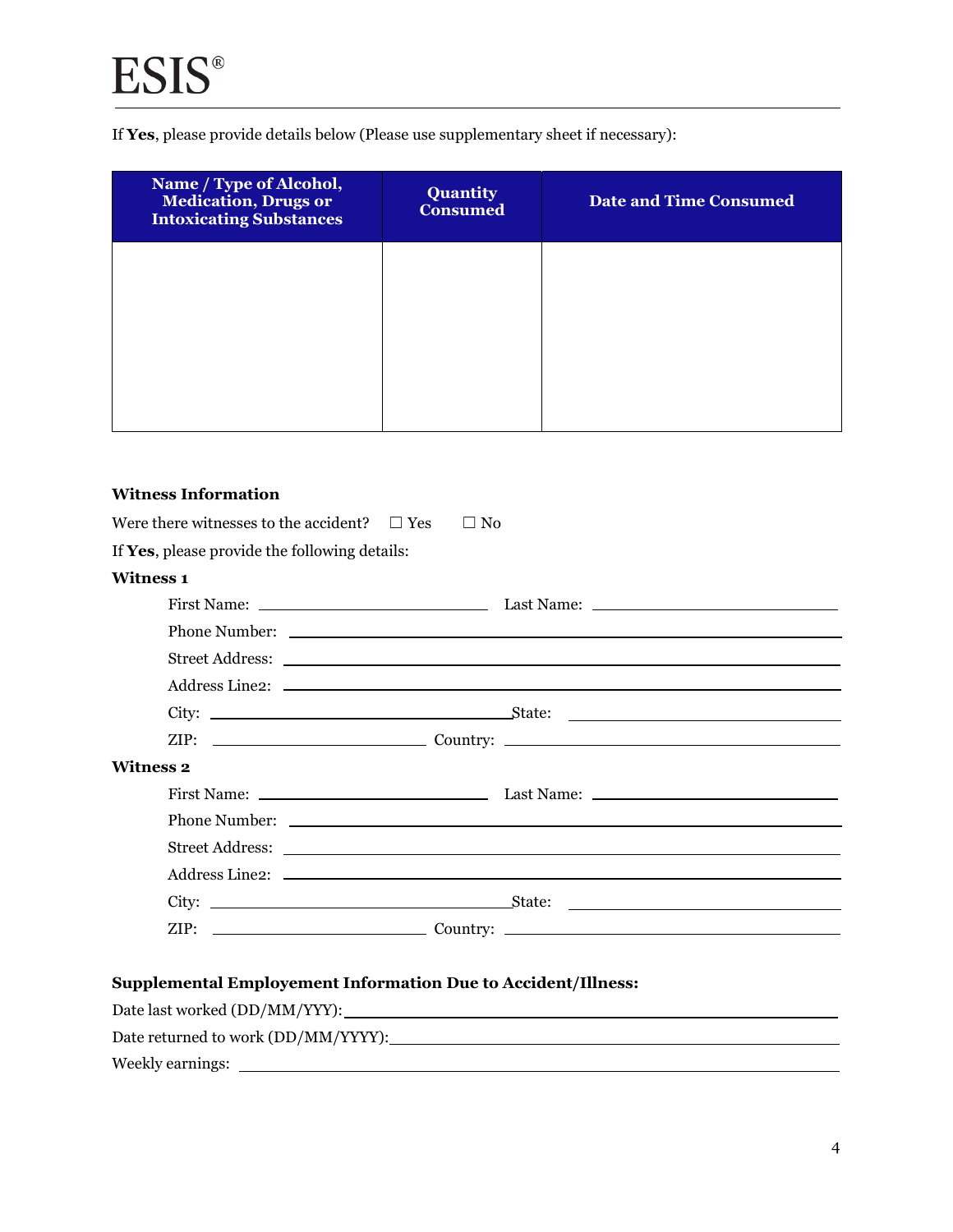If **Yes**, please provide details below (Please use supplementary sheet if necessary):

| Name / Type of Alcohol, Medication, Drugs or Intoxicating Substances | Quantity Consumed | Date and Time Consumed |
|---|---|---|
| | | |

**Witness Information**

Were there witnesses to the accident? ☐ Yes ☐ No

If **Yes**, please provide the following details:

**Witness 1**

First Name: ______________________ Last Name: ______________________

Phone Number: ______________________

Street Address: ______________________

Address Line2: ______________________

City: ______________________ State: ______________________

ZIP: ______________________ Country: ______________________

**Witness 2**

First Name: ______________________ Last Name: ______________________

Phone Number: ______________________

Street Address: ______________________

Address Line2: ______________________

City: ______________________ State: ______________________

ZIP: ______________________ Country: ______________________

**Supplemental Employement Information Due to Accident/Illness:**

Date last worked (DD/MM/YYY): ______________________

Date returned to work (DD/MM/YYYY): ______________________

Weekly earnings: ______________________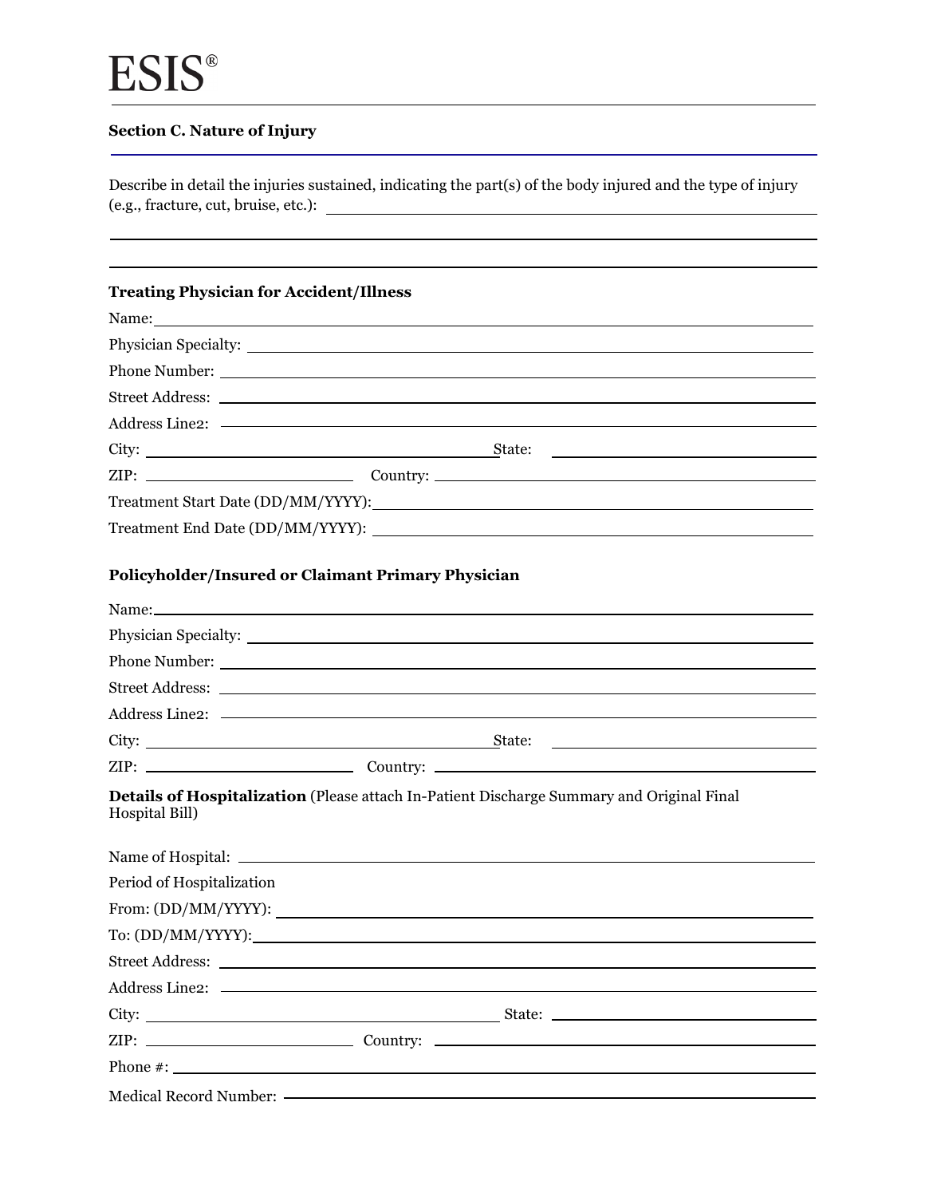ESIS®

**Section C. Nature of Injury**

Describe in detail the injuries sustained, indicating the part(s) of the body injured and the type of injury (e.g., fracture, cut, bruise, etc.): \_\_\_\_\_\_\_\_\_\_\_\_\_\_\_\_\_\_\_\_

\_\_\_\_\_\_\_\_\_\_\_\_\_\_\_\_\_\_\_\_

\_\_\_\_\_\_\_\_\_\_\_\_\_\_\_\_\_\_\_\_

**Treating Physician for Accident/Illness**

Name: \_\_\_\_\_\_\_\_\_\_\_\_\_\_\_\_\_\_\_\_

Physician Specialty: \_\_\_\_\_\_\_\_\_\_\_\_\_\_\_\_\_\_\_\_

Phone Number: \_\_\_\_\_\_\_\_\_\_\_\_\_\_\_\_\_\_\_\_

Street Address: \_\_\_\_\_\_\_\_\_\_\_\_\_\_\_\_\_\_\_\_

Address Line2: \_\_\_\_\_\_\_\_\_\_\_\_\_\_\_\_\_\_\_\_

City: \_\_\_\_\_\_\_\_\_\_\_\_\_\_\_\_\_\_\_\_ State: \_\_\_\_\_\_\_\_\_\_\_\_\_\_\_\_\_\_\_\_

ZIP: \_\_\_\_\_\_\_\_\_\_\_\_\_\_\_\_\_\_\_\_ Country: \_\_\_\_\_\_\_\_\_\_\_\_\_\_\_\_\_\_\_\_

Treatment Start Date (DD/MM/YYYY): \_\_\_\_\_\_\_\_\_\_\_\_\_\_\_\_\_\_\_\_

Treatment End Date (DD/MM/YYYY): \_\_\_\_\_\_\_\_\_\_\_\_\_\_\_\_\_\_\_\_

**Policyholder/Insured or Claimant Primary Physician**

Name: \_\_\_\_\_\_\_\_\_\_\_\_\_\_\_\_\_\_\_\_

Physician Specialty: \_\_\_\_\_\_\_\_\_\_\_\_\_\_\_\_\_\_\_\_

Phone Number: \_\_\_\_\_\_\_\_\_\_\_\_\_\_\_\_\_\_\_\_

Street Address: \_\_\_\_\_\_\_\_\_\_\_\_\_\_\_\_\_\_\_\_

Address Line2: \_\_\_\_\_\_\_\_\_\_\_\_\_\_\_\_\_\_\_\_

City: \_\_\_\_\_\_\_\_\_\_\_\_\_\_\_\_\_\_\_\_ State: \_\_\_\_\_\_\_\_\_\_\_\_\_\_\_\_\_\_\_\_

ZIP: \_\_\_\_\_\_\_\_\_\_\_\_\_\_\_\_\_\_\_\_ Country: \_\_\_\_\_\_\_\_\_\_\_\_\_\_\_\_\_\_\_\_

**Details of Hospitalization** (Please attach In-Patient Discharge Summary and Original Final Hospital Bill)

Name of Hospital: \_\_\_\_\_\_\_\_\_\_\_\_\_\_\_\_\_\_\_\_

Period of Hospitalization

From: (DD/MM/YYYY): \_\_\_\_\_\_\_\_\_\_\_\_\_\_\_\_\_\_\_\_

To: (DD/MM/YYYY): \_\_\_\_\_\_\_\_\_\_\_\_\_\_\_\_\_\_\_\_

Street Address: \_\_\_\_\_\_\_\_\_\_\_\_\_\_\_\_\_\_\_\_

Address Line2: \_\_\_\_\_\_\_\_\_\_\_\_\_\_\_\_\_\_\_\_

City: \_\_\_\_\_\_\_\_\_\_\_\_\_\_\_\_\_\_\_\_ State: \_\_\_\_\_\_\_\_\_\_\_\_\_\_\_\_\_\_\_\_

ZIP: \_\_\_\_\_\_\_\_\_\_\_\_\_\_\_\_\_\_\_\_ Country: \_\_\_\_\_\_\_\_\_\_\_\_\_\_\_\_\_\_\_\_

Phone #: \_\_\_\_\_\_\_\_\_\_\_\_\_\_\_\_\_\_\_\_

Medical Record Number: \_\_\_\_\_\_\_\_\_\_\_\_\_\_\_\_\_\_\_\_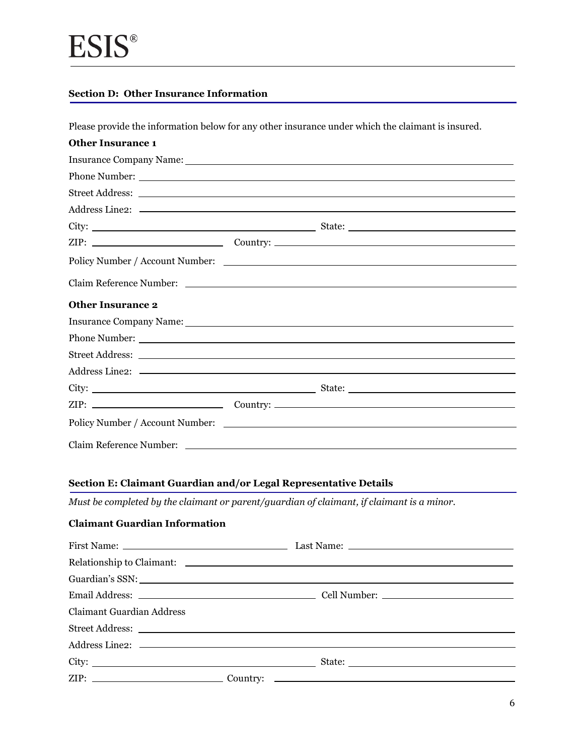# ESIS®

## Section D: Other Insurance Information

Please provide the information below for any other insurance under which the claimant is insured.

**Other Insurance 1**

Insurance Company Name: ____________________

Phone Number: ____________________

Street Address: ____________________

Address Line2: ____________________

City: ____________________ State: ____________________

ZIP: ____________________ Country: ____________________

Policy Number / Account Number: ____________________

Claim Reference Number: ____________________

**Other Insurance 2**

Insurance Company Name: ____________________

Phone Number: ____________________

Street Address: ____________________

Address Line2: ____________________

City: ____________________ State: ____________________

ZIP: ____________________ Country: ____________________

Policy Number / Account Number: ____________________

Claim Reference Number: ____________________

## Section E: Claimant Guardian and/or Legal Representative Details

*Must be completed by the claimant or parent/guardian of claimant, if claimant is a minor.*

**Claimant Guardian Information**

First Name: ____________________ Last Name: ____________________

Relationship to Claimant: ____________________

Guardian's SSN: ____________________

Email Address: ____________________ Cell Number: ____________________

Claimant Guardian Address

Street Address: ____________________

Address Line2: ____________________

City: ____________________ State: ____________________

ZIP: ____________________ Country: ____________________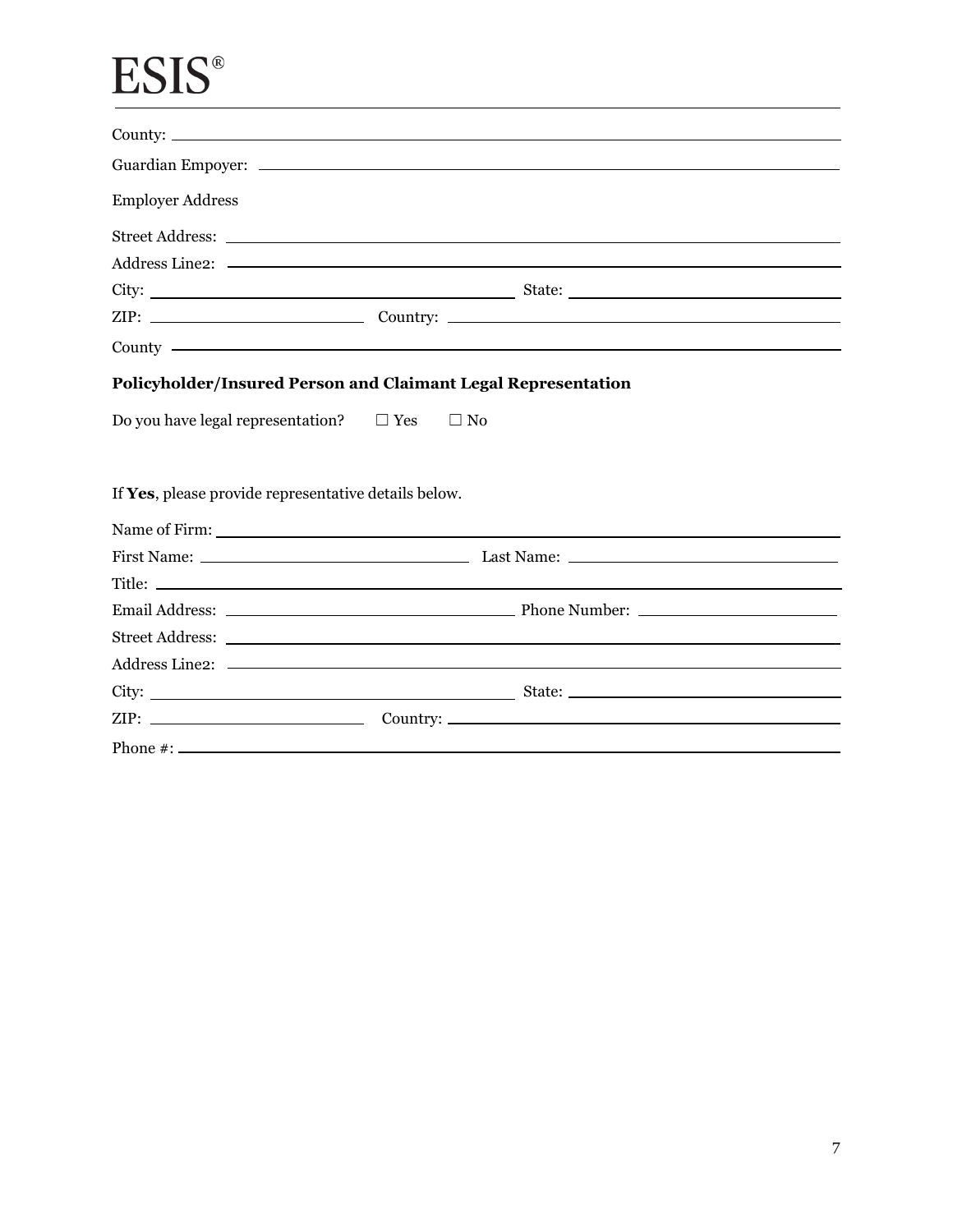ESIS®

County: \_\_\_\_\_\_\_\_\_\_\_\_\_\_\_\_\_\_\_\_

Guardian Empoyer: \_\_\_\_\_\_\_\_\_\_\_\_\_\_\_\_\_\_\_\_

Employer Address

Street Address: \_\_\_\_\_\_\_\_\_\_\_\_\_\_\_\_\_\_\_\_

Address Line2: \_\_\_\_\_\_\_\_\_\_\_\_\_\_\_\_\_\_\_\_

City: \_\_\_\_\_\_\_\_\_\_\_\_\_\_\_\_\_\_\_\_ State: \_\_\_\_\_\_\_\_\_\_\_\_\_\_\_\_\_\_\_\_

ZIP: \_\_\_\_\_\_\_\_\_\_\_\_\_\_\_\_\_\_\_\_ Country: \_\_\_\_\_\_\_\_\_\_\_\_\_\_\_\_\_\_\_\_

County \_\_\_\_\_\_\_\_\_\_\_\_\_\_\_\_\_\_\_\_

**Policyholder/Insured Person and Claimant Legal Representation**

Do you have legal representation? ☐ Yes ☐ No

If **Yes**, please provide representative details below.

Name of Firm: \_\_\_\_\_\_\_\_\_\_\_\_\_\_\_\_\_\_\_\_

First Name: \_\_\_\_\_\_\_\_\_\_\_\_\_\_\_\_\_\_\_\_ Last Name: \_\_\_\_\_\_\_\_\_\_\_\_\_\_\_\_\_\_\_\_

Title: \_\_\_\_\_\_\_\_\_\_\_\_\_\_\_\_\_\_\_\_

Email Address: \_\_\_\_\_\_\_\_\_\_\_\_\_\_\_\_\_\_\_\_ Phone Number: \_\_\_\_\_\_\_\_\_\_\_\_\_\_\_\_\_\_\_\_

Street Address: \_\_\_\_\_\_\_\_\_\_\_\_\_\_\_\_\_\_\_\_

Address Line2: \_\_\_\_\_\_\_\_\_\_\_\_\_\_\_\_\_\_\_\_

City: \_\_\_\_\_\_\_\_\_\_\_\_\_\_\_\_\_\_\_\_ State: \_\_\_\_\_\_\_\_\_\_\_\_\_\_\_\_\_\_\_\_

ZIP: \_\_\_\_\_\_\_\_\_\_\_\_\_\_\_\_\_\_\_\_ Country: \_\_\_\_\_\_\_\_\_\_\_\_\_\_\_\_\_\_\_\_

Phone #: \_\_\_\_\_\_\_\_\_\_\_\_\_\_\_\_\_\_\_\_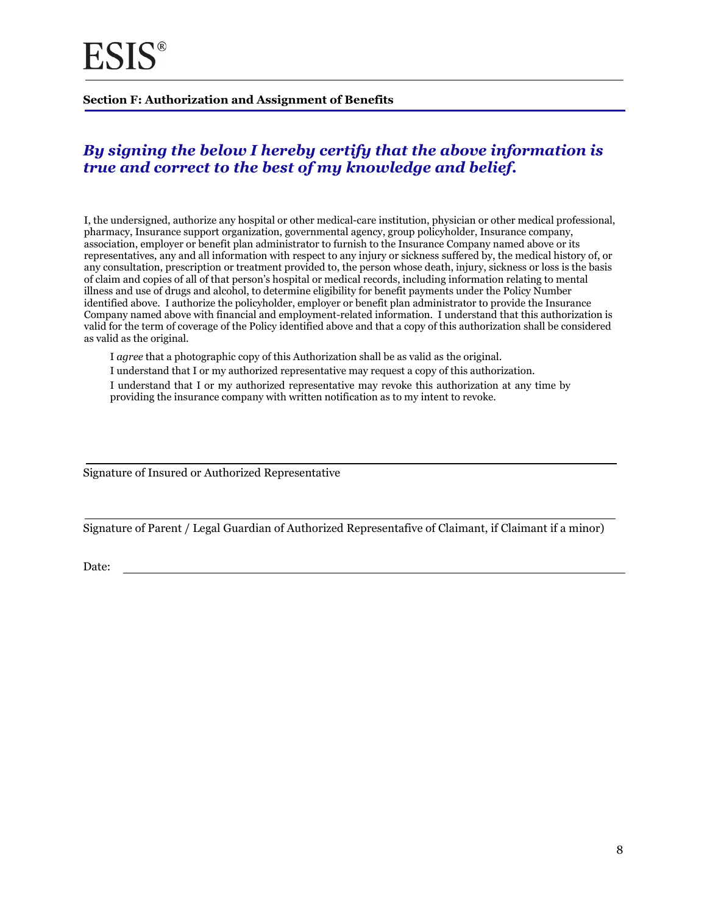ESIS®

## Section F: Authorization and Assignment of Benefits

***By signing the below I hereby certify that the above information is true and correct to the best of my knowledge and belief.***

I, the undersigned, authorize any hospital or other medical-care institution, physician or other medical professional, pharmacy, Insurance support organization, governmental agency, group policyholder, Insurance company, association, employer or benefit plan administrator to furnish to the Insurance Company named above or its representatives, any and all information with respect to any injury or sickness suffered by, the medical history of, or any consultation, prescription or treatment provided to, the person whose death, injury, sickness or loss is the basis of claim and copies of all of that person's hospital or medical records, including information relating to mental illness and use of drugs and alcohol, to determine eligibility for benefit payments under the Policy Number identified above. I authorize the policyholder, employer or benefit plan administrator to provide the Insurance Company named above with financial and employment-related information. I understand that this authorization is valid for the term of coverage of the Policy identified above and that a copy of this authorization shall be considered as valid as the original.

I *agree* that a photographic copy of this Authorization shall be as valid as the original.

I understand that I or my authorized representative may request a copy of this authorization.

I understand that I or my authorized representative may revoke this authorization at any time by providing the insurance company with written notification as to my intent to revoke.

Signature of Insured or Authorized Representative

Signature of Parent / Legal Guardian of Authorized Representafive of Claimant, if Claimant if a minor)

Date: ________________________________________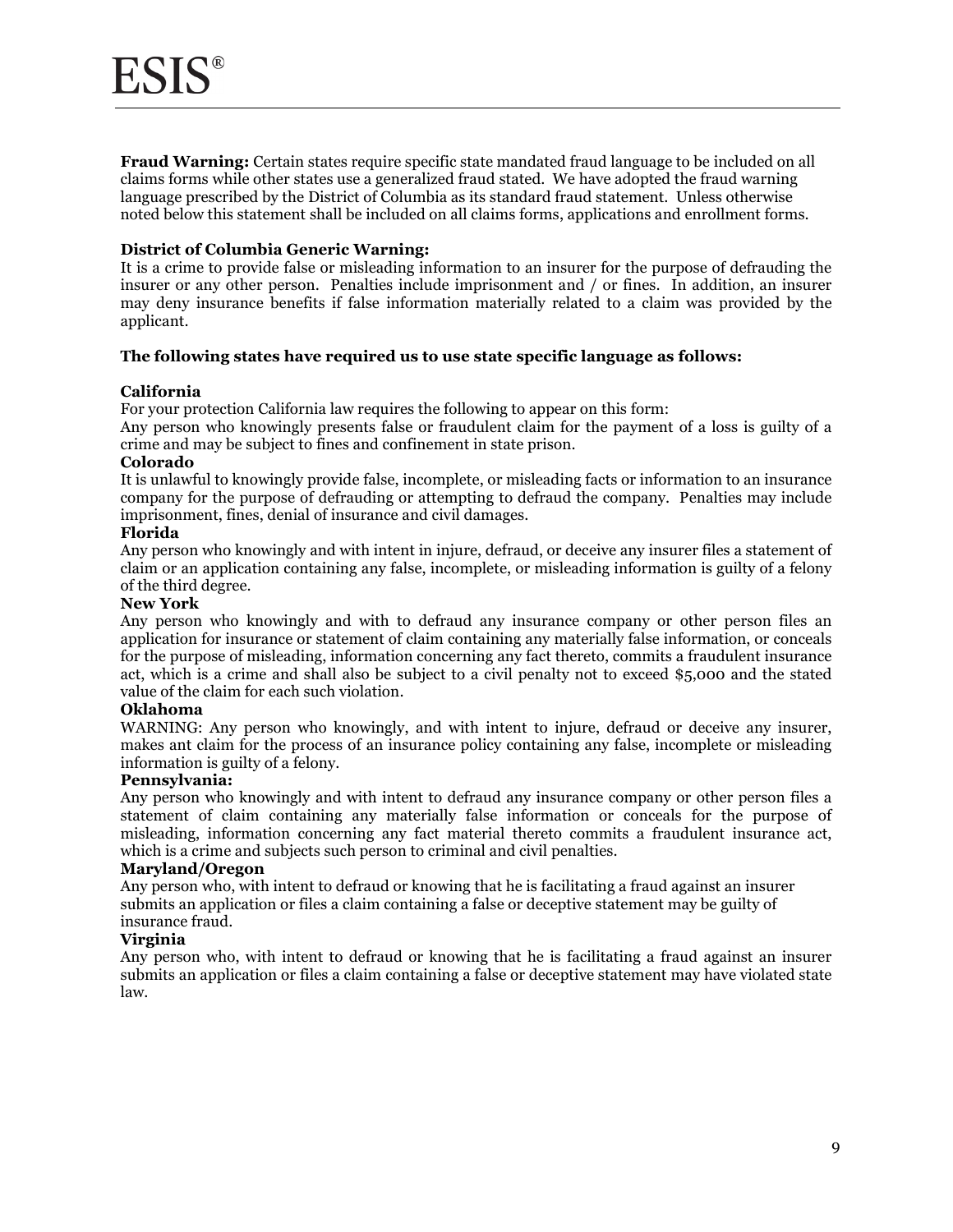**Fraud Warning:** Certain states require specific state mandated fraud language to be included on all claims forms while other states use a generalized fraud stated. We have adopted the fraud warning language prescribed by the District of Columbia as its standard fraud statement. Unless otherwise noted below this statement shall be included on all claims forms, applications and enrollment forms.

**District of Columbia Generic Warning:**
It is a crime to provide false or misleading information to an insurer for the purpose of defrauding the insurer or any other person. Penalties include imprisonment and / or fines. In addition, an insurer may deny insurance benefits if false information materially related to a claim was provided by the applicant.

**The following states have required us to use state specific language as follows:**

**California**
For your protection California law requires the following to appear on this form:
Any person who knowingly presents false or fraudulent claim for the payment of a loss is guilty of a crime and may be subject to fines and confinement in state prison.

**Colorado**
It is unlawful to knowingly provide false, incomplete, or misleading facts or information to an insurance company for the purpose of defrauding or attempting to defraud the company. Penalties may include imprisonment, fines, denial of insurance and civil damages.

**Florida**
Any person who knowingly and with intent in injure, defraud, or deceive any insurer files a statement of claim or an application containing any false, incomplete, or misleading information is guilty of a felony of the third degree.

**New York**
Any person who knowingly and with to defraud any insurance company or other person files an application for insurance or statement of claim containing any materially false information, or conceals for the purpose of misleading, information concerning any fact thereto, commits a fraudulent insurance act, which is a crime and shall also be subject to a civil penalty not to exceed $5,000 and the stated value of the claim for each such violation.

**Oklahoma**
WARNING: Any person who knowingly, and with intent to injure, defraud or deceive any insurer, makes ant claim for the process of an insurance policy containing any false, incomplete or misleading information is guilty of a felony.

**Pennsylvania:**
Any person who knowingly and with intent to defraud any insurance company or other person files a statement of claim containing any materially false information or conceals for the purpose of misleading, information concerning any fact material thereto commits a fraudulent insurance act, which is a crime and subjects such person to criminal and civil penalties.

**Maryland/Oregon**
Any person who, with intent to defraud or knowing that he is facilitating a fraud against an insurer submits an application or files a claim containing a false or deceptive statement may be guilty of insurance fraud.

**Virginia**
Any person who, with intent to defraud or knowing that he is facilitating a fraud against an insurer submits an application or files a claim containing a false or deceptive statement may have violated state law.